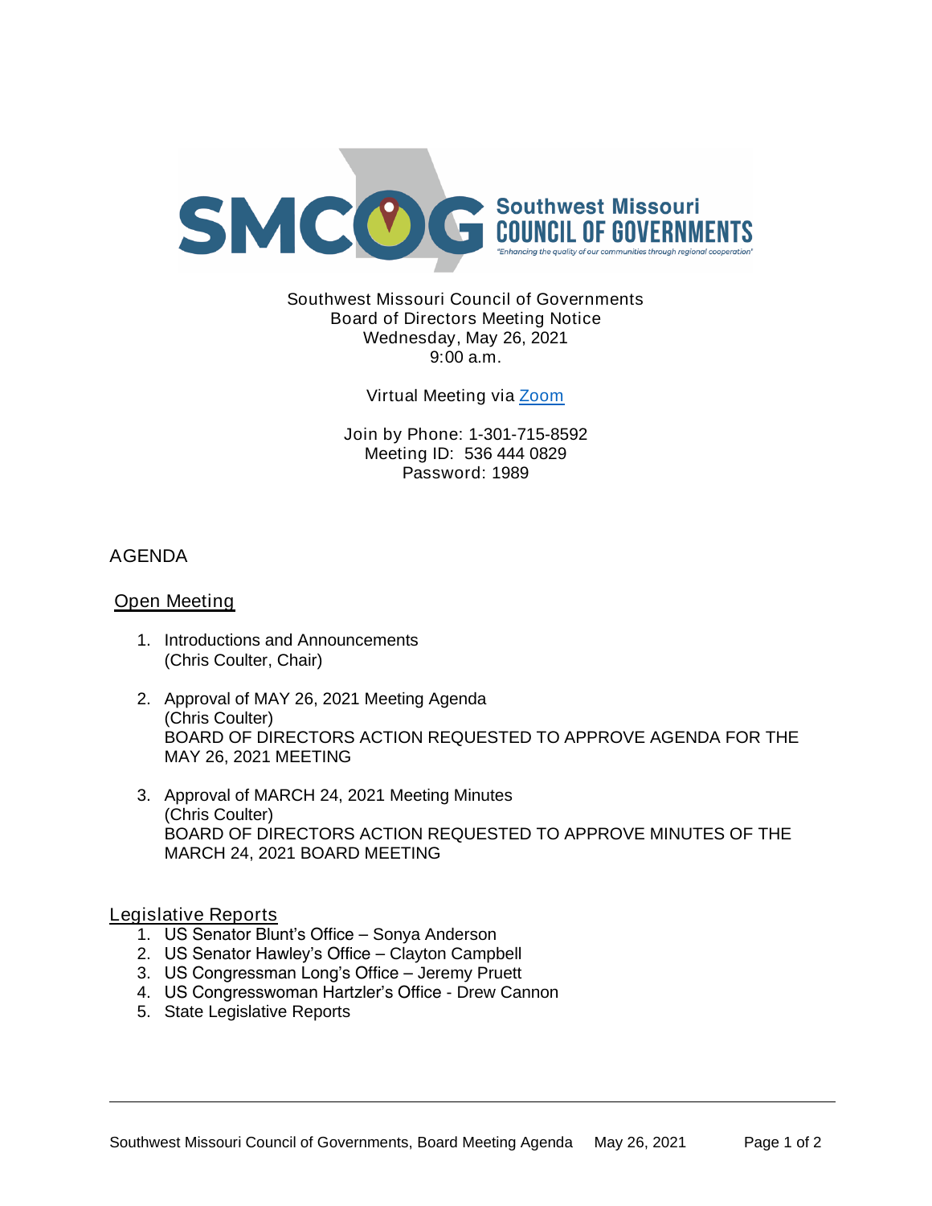SMCOG Southwest Missouri COUNCIL OF GOVERNMENTS

"Enhancing the quality of our communities through regional cooperation"

Southwest Missouri Council of Governments
Board of Directors Meeting Notice
Wednesday, May 26, 2021
9:00 a.m.

Virtual Meeting via [Zoom]

Join by Phone: 1-301-715-8592
Meeting ID: 536 444 0829
Password: 1989

## AGENDA

### Open Meeting

1. Introductions and Announcements
   (Chris Coulter, Chair)

2. Approval of MAY 26, 2021 Meeting Agenda
   (Chris Coulter)
   BOARD OF DIRECTORS ACTION REQUESTED TO APPROVE AGENDA FOR THE MAY 26, 2021 MEETING

3. Approval of MARCH 24, 2021 Meeting Minutes
   (Chris Coulter)
   BOARD OF DIRECTORS ACTION REQUESTED TO APPROVE MINUTES OF THE MARCH 24, 2021 BOARD MEETING

### Legislative Reports

1. US Senator Blunt's Office – Sonya Anderson
2. US Senator Hawley's Office – Clayton Campbell
3. US Congressman Long's Office – Jeremy Pruett
4. US Congresswoman Hartzler's Office - Drew Cannon
5. State Legislative Reports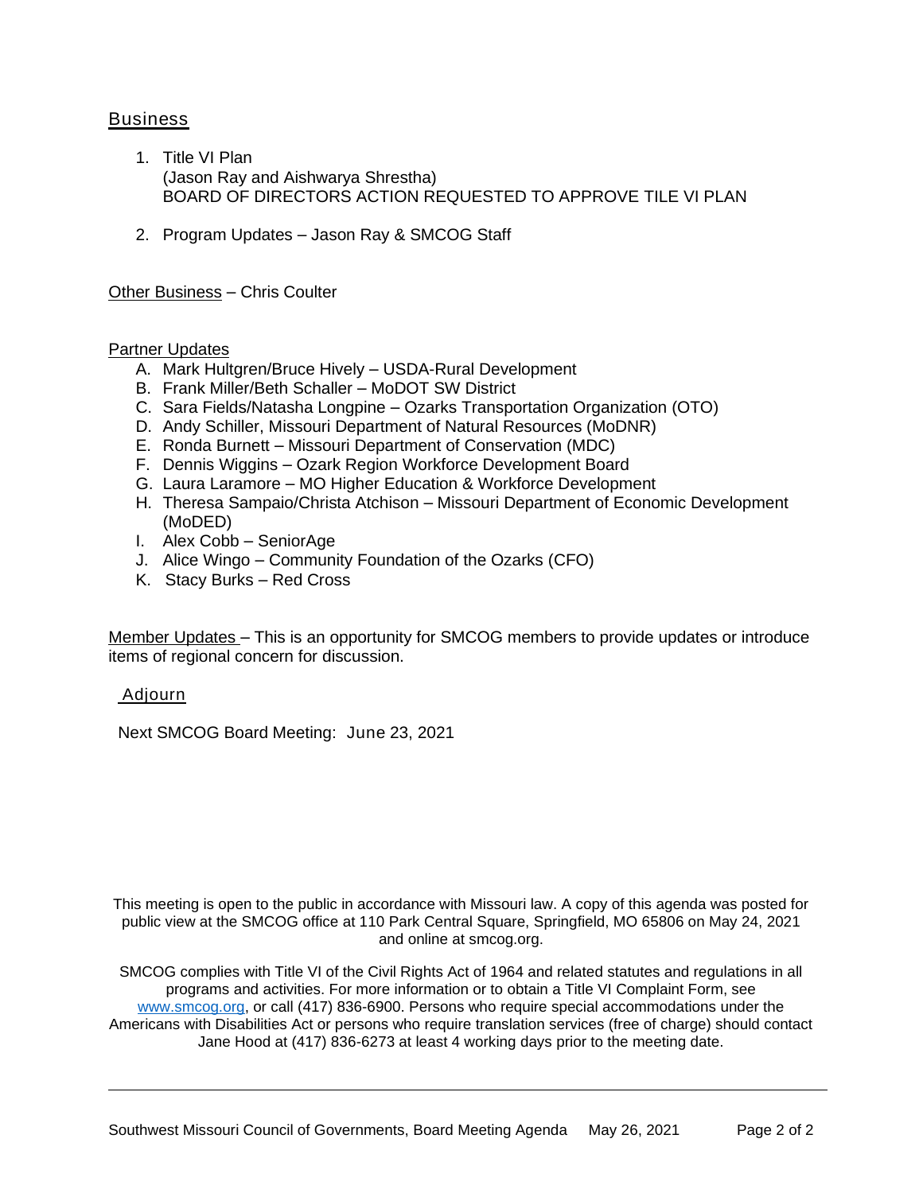## Business

1. Title VI Plan
   (Jason Ray and Aishwarya Shrestha)
   BOARD OF DIRECTORS ACTION REQUESTED TO APPROVE TILE VI PLAN

2. Program Updates – Jason Ray & SMCOG Staff

Other Business – Chris Coulter

Partner Updates

A. Mark Hultgren/Bruce Hively – USDA-Rural Development
B. Frank Miller/Beth Schaller – MoDOT SW District
C. Sara Fields/Natasha Longpine – Ozarks Transportation Organization (OTO)
D. Andy Schiller, Missouri Department of Natural Resources (MoDNR)
E. Ronda Burnett – Missouri Department of Conservation (MDC)
F. Dennis Wiggins – Ozark Region Workforce Development Board
G. Laura Laramore – MO Higher Education & Workforce Development
H. Theresa Sampaio/Christa Atchison – Missouri Department of Economic Development (MoDED)
I. Alex Cobb – SeniorAge
J. Alice Wingo – Community Foundation of the Ozarks (CFO)
K. Stacy Burks – Red Cross

Member Updates – This is an opportunity for SMCOG members to provide updates or introduce items of regional concern for discussion.

## Adjourn

Next SMCOG Board Meeting: June 23, 2021

This meeting is open to the public in accordance with Missouri law. A copy of this agenda was posted for public view at the SMCOG office at 110 Park Central Square, Springfield, MO 65806 on May 24, 2021 and online at smcog.org.

SMCOG complies with Title VI of the Civil Rights Act of 1964 and related statutes and regulations in all programs and activities. For more information or to obtain a Title VI Complaint Form, see www.smcog.org, or call (417) 836-6900. Persons who require special accommodations under the Americans with Disabilities Act or persons who require translation services (free of charge) should contact Jane Hood at (417) 836-6273 at least 4 working days prior to the meeting date.